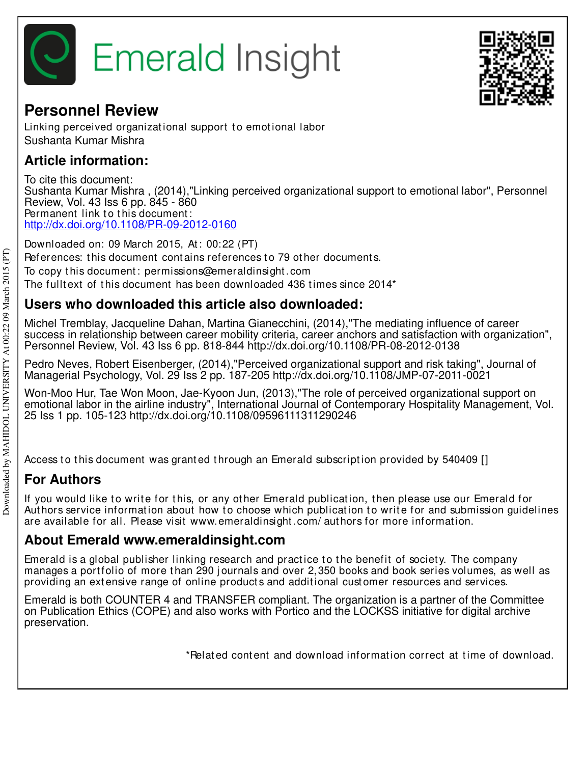# Emerald Insight

## Personnel Review

Linking perceived organizational support to emotional labor
Sushanta Kumar Mishra

## Article information:

To cite this document:
Sushanta Kumar Mishra , (2014),"Linking perceived organizational support to emotional labor", Personnel Review, Vol. 43 Iss 6 pp. 845 - 860
Permanent link to this document:
http://dx.doi.org/10.1108/PR-09-2012-0160

Downloaded on: 09 March 2015, At: 00:22 (PT)
References: this document contains references to 79 other documents.
To copy this document: permissions@emeraldinsight.com
The fulltext of this document has been downloaded 436 times since 2014*

## Users who downloaded this article also downloaded:

Michel Tremblay, Jacqueline Dahan, Martina Gianecchini, (2014),"The mediating influence of career success in relationship between career mobility criteria, career anchors and satisfaction with organization", Personnel Review, Vol. 43 Iss 6 pp. 818-844 http://dx.doi.org/10.1108/PR-08-2012-0138

Pedro Neves, Robert Eisenberger, (2014),"Perceived organizational support and risk taking", Journal of Managerial Psychology, Vol. 29 Iss 2 pp. 187-205 http://dx.doi.org/10.1108/JMP-07-2011-0021

Won-Moo Hur, Tae Won Moon, Jae-Kyoon Jun, (2013),"The role of perceived organizational support on emotional labor in the airline industry", International Journal of Contemporary Hospitality Management, Vol. 25 Iss 1 pp. 105-123 http://dx.doi.org/10.1108/09596111311290246

Access to this document was granted through an Emerald subscription provided by 540409 []

## For Authors

If you would like to write for this, or any other Emerald publication, then please use our Emerald for Authors service information about how to choose which publication to write for and submission guidelines are available for all. Please visit www.emeraldinsight.com/ authors for more information.

## About Emerald www.emeraldinsight.com

Emerald is a global publisher linking research and practice to the benefit of society. The company manages a portfolio of more than 290 journals and over 2,350 books and book series volumes, as well as providing an extensive range of online products and additional customer resources and services.

Emerald is both COUNTER 4 and TRANSFER compliant. The organization is a partner of the Committee on Publication Ethics (COPE) and also works with Portico and the LOCKSS initiative for digital archive preservation.

*Related content and download information correct at time of download.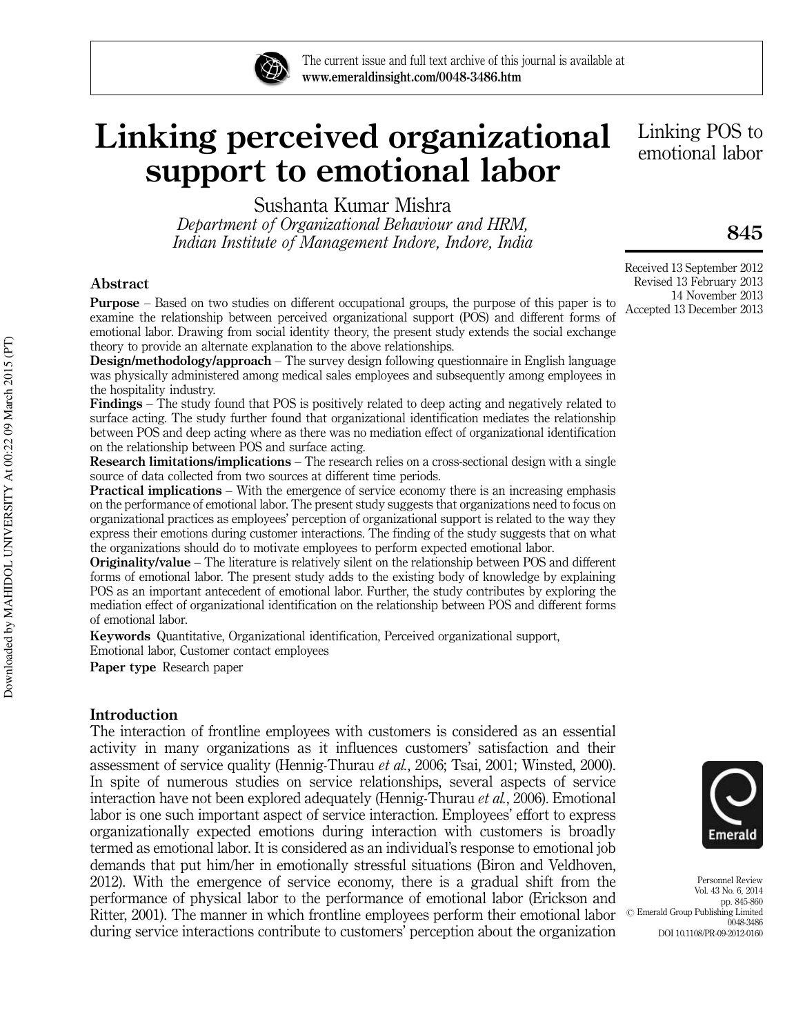# Linking perceived organizational support to emotional labor

Sushanta Kumar Mishra

*Department of Organizational Behaviour and HRM, Indian Institute of Management Indore, Indore, India*

Received 13 September 2012
Revised 13 February 2013
14 November 2013
Accepted 13 December 2013

## Abstract

**Purpose** – Based on two studies on different occupational groups, the purpose of this paper is to examine the relationship between perceived organizational support (POS) and different forms of emotional labor. Drawing from social identity theory, the present study extends the social exchange theory to provide an alternate explanation to the above relationships.

**Design/methodology/approach** – The survey design following questionnaire in English language was physically administered among medical sales employees and subsequently among employees in the hospitality industry.

**Findings** – The study found that POS is positively related to deep acting and negatively related to surface acting. The study further found that organizational identification mediates the relationship between POS and deep acting where as there was no mediation effect of organizational identification on the relationship between POS and surface acting.

**Research limitations/implications** – The research relies on a cross-sectional design with a single source of data collected from two sources at different time periods.

**Practical implications** – With the emergence of service economy there is an increasing emphasis on the performance of emotional labor. The present study suggests that organizations need to focus on organizational practices as employees' perception of organizational support is related to the way they express their emotions during customer interactions. The finding of the study suggests that on what the organizations should do to motivate employees to perform expected emotional labor.

**Originality/value** – The literature is relatively silent on the relationship between POS and different forms of emotional labor. The present study adds to the existing body of knowledge by explaining POS as an important antecedent of emotional labor. Further, the study contributes by exploring the mediation effect of organizational identification on the relationship between POS and different forms of emotional labor.

**Keywords** Quantitative, Organizational identification, Perceived organizational support, Emotional labor, Customer contact employees

**Paper type** Research paper

## Introduction

The interaction of frontline employees with customers is considered as an essential activity in many organizations as it influences customers' satisfaction and their assessment of service quality (Hennig-Thurau *et al.*, 2006; Tsai, 2001; Winsted, 2000). In spite of numerous studies on service relationships, several aspects of service interaction have not been explored adequately (Hennig-Thurau *et al.*, 2006). Emotional labor is one such important aspect of service interaction. Employees' effort to express organizationally expected emotions during interaction with customers is broadly termed as emotional labor. It is considered as an individual's response to emotional job demands that put him/her in emotionally stressful situations (Biron and Veldhoven, 2012). With the emergence of service economy, there is a gradual shift from the performance of physical labor to the performance of emotional labor (Erickson and Ritter, 2001). The manner in which frontline employees perform their emotional labor during service interactions contribute to customers' perception about the organization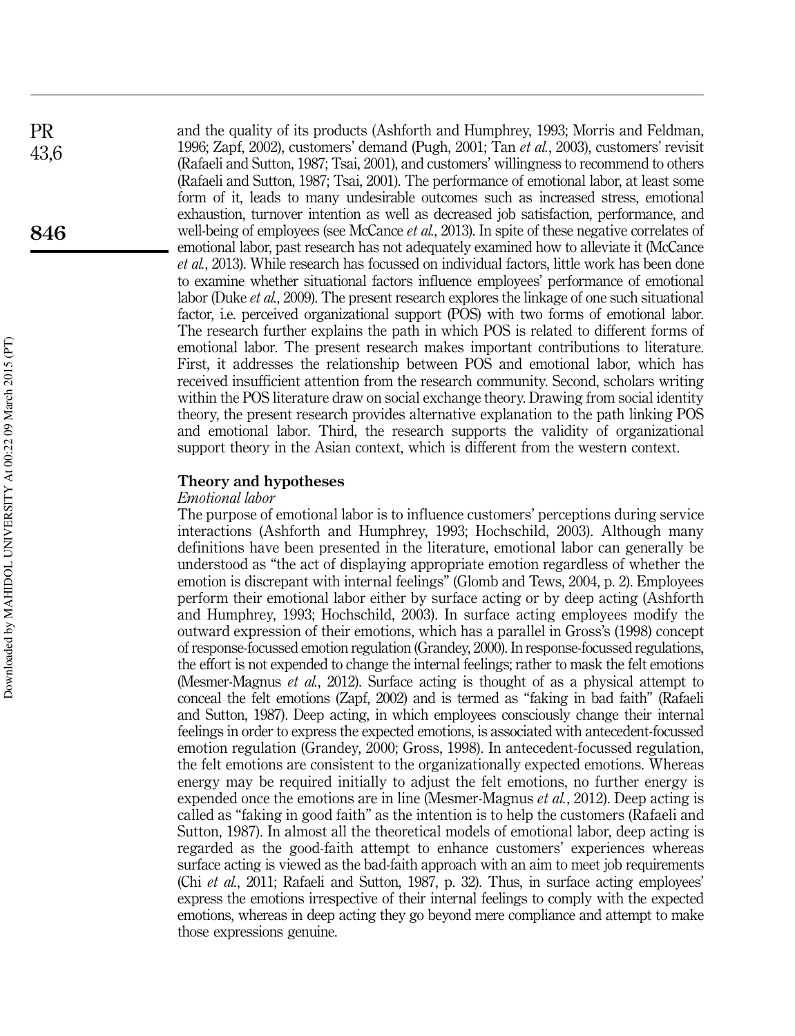and the quality of its products (Ashforth and Humphrey, 1993; Morris and Feldman, 1996; Zapf, 2002), customers' demand (Pugh, 2001; Tan *et al.*, 2003), customers' revisit (Rafaeli and Sutton, 1987; Tsai, 2001), and customers' willingness to recommend to others (Rafaeli and Sutton, 1987; Tsai, 2001). The performance of emotional labor, at least some form of it, leads to many undesirable outcomes such as increased stress, emotional exhaustion, turnover intention as well as decreased job satisfaction, performance, and well-being of employees (see McCance *et al.*, 2013). In spite of these negative correlates of emotional labor, past research has not adequately examined how to alleviate it (McCance *et al.*, 2013). While research has focussed on individual factors, little work has been done to examine whether situational factors influence employees' performance of emotional labor (Duke *et al.*, 2009). The present research explores the linkage of one such situational factor, i.e. perceived organizational support (POS) with two forms of emotional labor. The research further explains the path in which POS is related to different forms of emotional labor. The present research makes important contributions to literature. First, it addresses the relationship between POS and emotional labor, which has received insufficient attention from the research community. Second, scholars writing within the POS literature draw on social exchange theory. Drawing from social identity theory, the present research provides alternative explanation to the path linking POS and emotional labor. Third, the research supports the validity of organizational support theory in the Asian context, which is different from the western context.

## Theory and hypotheses

### *Emotional labor*

The purpose of emotional labor is to influence customers' perceptions during service interactions (Ashforth and Humphrey, 1993; Hochschild, 2003). Although many definitions have been presented in the literature, emotional labor can generally be understood as "the act of displaying appropriate emotion regardless of whether the emotion is discrepant with internal feelings" (Glomb and Tews, 2004, p. 2). Employees perform their emotional labor either by surface acting or by deep acting (Ashforth and Humphrey, 1993; Hochschild, 2003). In surface acting employees modify the outward expression of their emotions, which has a parallel in Gross's (1998) concept of response-focussed emotion regulation (Grandey, 2000). In response-focussed regulations, the effort is not expended to change the internal feelings; rather to mask the felt emotions (Mesmer-Magnus *et al.*, 2012). Surface acting is thought of as a physical attempt to conceal the felt emotions (Zapf, 2002) and is termed as "faking in bad faith" (Rafaeli and Sutton, 1987). Deep acting, in which employees consciously change their internal feelings in order to express the expected emotions, is associated with antecedent-focussed emotion regulation (Grandey, 2000; Gross, 1998). In antecedent-focussed regulation, the felt emotions are consistent to the organizationally expected emotions. Whereas energy may be required initially to adjust the felt emotions, no further energy is expended once the emotions are in line (Mesmer-Magnus *et al.*, 2012). Deep acting is called as "faking in good faith" as the intention is to help the customers (Rafaeli and Sutton, 1987). In almost all the theoretical models of emotional labor, deep acting is regarded as the good-faith attempt to enhance customers' experiences whereas surface acting is viewed as the bad-faith approach with an aim to meet job requirements (Chi *et al.*, 2011; Rafaeli and Sutton, 1987, p. 32). Thus, in surface acting employees' express the emotions irrespective of their internal feelings to comply with the expected emotions, whereas in deep acting they go beyond mere compliance and attempt to make those expressions genuine.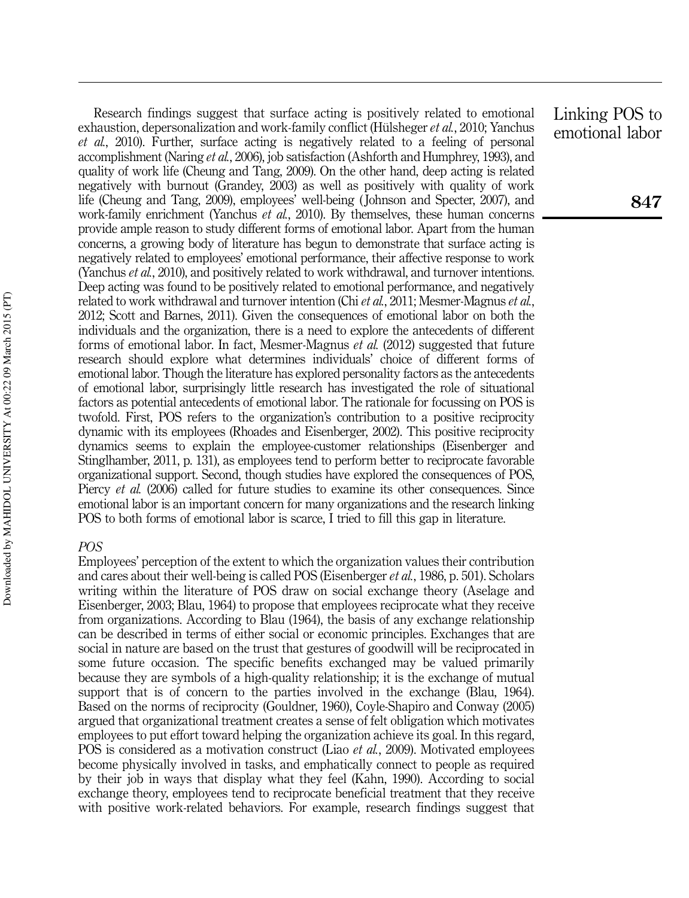Research findings suggest that surface acting is positively related to emotional exhaustion, depersonalization and work-family conflict (Hülsheger *et al.*, 2010; Yanchus *et al.*, 2010). Further, surface acting is negatively related to a feeling of personal accomplishment (Naring *et al.*, 2006), job satisfaction (Ashforth and Humphrey, 1993), and quality of work life (Cheung and Tang, 2009). On the other hand, deep acting is related negatively with burnout (Grandey, 2003) as well as positively with quality of work life (Cheung and Tang, 2009), employees' well-being (Johnson and Specter, 2007), and work-family enrichment (Yanchus *et al.*, 2010). By themselves, these human concerns provide ample reason to study different forms of emotional labor. Apart from the human concerns, a growing body of literature has begun to demonstrate that surface acting is negatively related to employees' emotional performance, their affective response to work (Yanchus *et al.*, 2010), and positively related to work withdrawal, and turnover intentions. Deep acting was found to be positively related to emotional performance, and negatively related to work withdrawal and turnover intention (Chi *et al.*, 2011; Mesmer-Magnus *et al.*, 2012; Scott and Barnes, 2011). Given the consequences of emotional labor on both the individuals and the organization, there is a need to explore the antecedents of different forms of emotional labor. In fact, Mesmer-Magnus *et al.* (2012) suggested that future research should explore what determines individuals' choice of different forms of emotional labor. Though the literature has explored personality factors as the antecedents of emotional labor, surprisingly little research has investigated the role of situational factors as potential antecedents of emotional labor. The rationale for focussing on POS is twofold. First, POS refers to the organization's contribution to a positive reciprocity dynamic with its employees (Rhoades and Eisenberger, 2002). This positive reciprocity dynamics seems to explain the employee-customer relationships (Eisenberger and Stinglhamber, 2011, p. 131), as employees tend to perform better to reciprocate favorable organizational support. Second, though studies have explored the consequences of POS, Piercy *et al.* (2006) called for future studies to examine its other consequences. Since emotional labor is an important concern for many organizations and the research linking POS to both forms of emotional labor is scarce, I tried to fill this gap in literature.

### *POS*

Employees' perception of the extent to which the organization values their contribution and cares about their well-being is called POS (Eisenberger *et al.*, 1986, p. 501). Scholars writing within the literature of POS draw on social exchange theory (Aselage and Eisenberger, 2003; Blau, 1964) to propose that employees reciprocate what they receive from organizations. According to Blau (1964), the basis of any exchange relationship can be described in terms of either social or economic principles. Exchanges that are social in nature are based on the trust that gestures of goodwill will be reciprocated in some future occasion. The specific benefits exchanged may be valued primarily because they are symbols of a high-quality relationship; it is the exchange of mutual support that is of concern to the parties involved in the exchange (Blau, 1964). Based on the norms of reciprocity (Gouldner, 1960), Coyle-Shapiro and Conway (2005) argued that organizational treatment creates a sense of felt obligation which motivates employees to put effort toward helping the organization achieve its goal. In this regard, POS is considered as a motivation construct (Liao *et al.*, 2009). Motivated employees become physically involved in tasks, and emphatically connect to people as required by their job in ways that display what they feel (Kahn, 1990). According to social exchange theory, employees tend to reciprocate beneficial treatment that they receive with positive work-related behaviors. For example, research findings suggest that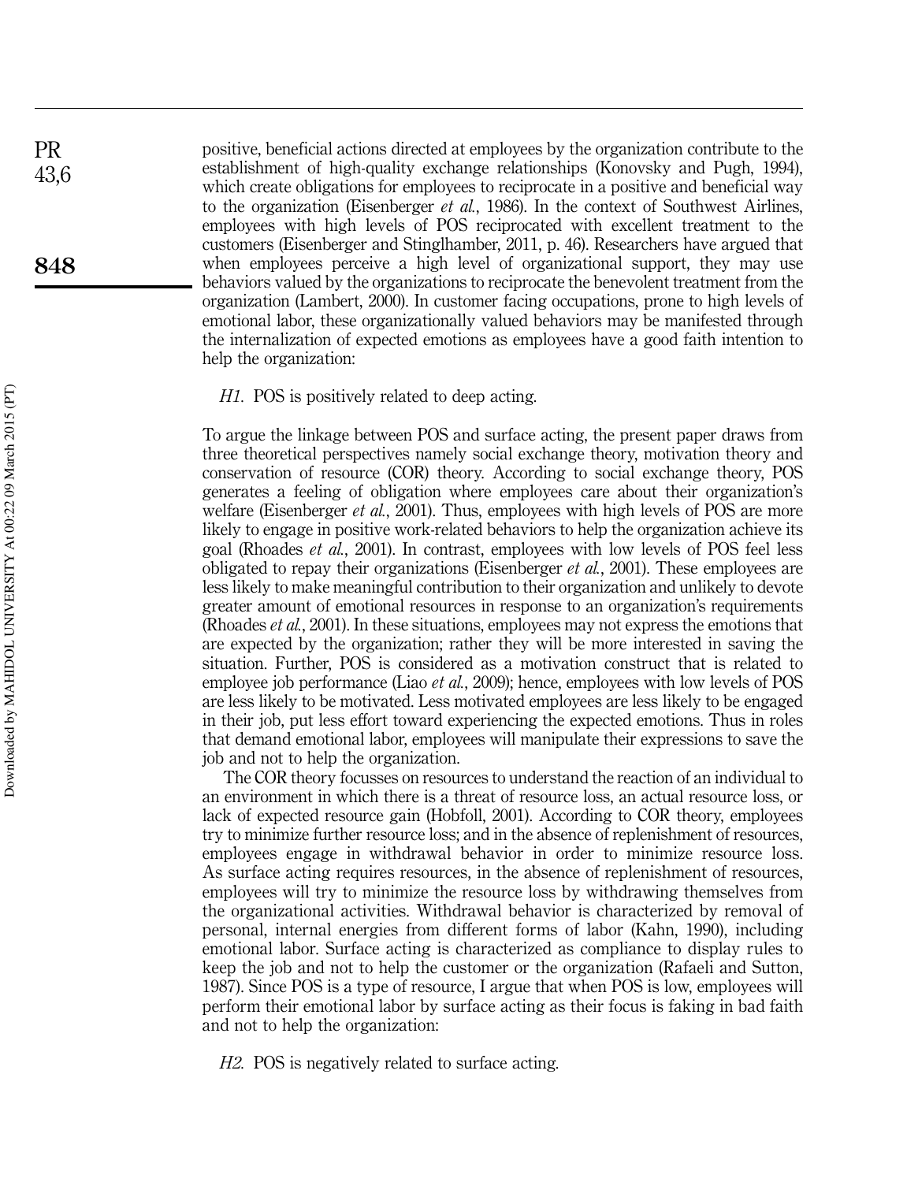positive, beneficial actions directed at employees by the organization contribute to the establishment of high-quality exchange relationships (Konovsky and Pugh, 1994), which create obligations for employees to reciprocate in a positive and beneficial way to the organization (Eisenberger *et al.*, 1986). In the context of Southwest Airlines, employees with high levels of POS reciprocated with excellent treatment to the customers (Eisenberger and Stinglhamber, 2011, p. 46). Researchers have argued that when employees perceive a high level of organizational support, they may use behaviors valued by the organizations to reciprocate the benevolent treatment from the organization (Lambert, 2000). In customer facing occupations, prone to high levels of emotional labor, these organizationally valued behaviors may be manifested through the internalization of expected emotions as employees have a good faith intention to help the organization:

*H1.* POS is positively related to deep acting.

To argue the linkage between POS and surface acting, the present paper draws from three theoretical perspectives namely social exchange theory, motivation theory and conservation of resource (COR) theory. According to social exchange theory, POS generates a feeling of obligation where employees care about their organization's welfare (Eisenberger *et al.*, 2001). Thus, employees with high levels of POS are more likely to engage in positive work-related behaviors to help the organization achieve its goal (Rhoades *et al.*, 2001). In contrast, employees with low levels of POS feel less obligated to repay their organizations (Eisenberger *et al.*, 2001). These employees are less likely to make meaningful contribution to their organization and unlikely to devote greater amount of emotional resources in response to an organization's requirements (Rhoades *et al.*, 2001). In these situations, employees may not express the emotions that are expected by the organization; rather they will be more interested in saving the situation. Further, POS is considered as a motivation construct that is related to employee job performance (Liao *et al.*, 2009); hence, employees with low levels of POS are less likely to be motivated. Less motivated employees are less likely to be engaged in their job, put less effort toward experiencing the expected emotions. Thus in roles that demand emotional labor, employees will manipulate their expressions to save the job and not to help the organization.

The COR theory focusses on resources to understand the reaction of an individual to an environment in which there is a threat of resource loss, an actual resource loss, or lack of expected resource gain (Hobfoll, 2001). According to COR theory, employees try to minimize further resource loss; and in the absence of replenishment of resources, employees engage in withdrawal behavior in order to minimize resource loss. As surface acting requires resources, in the absence of replenishment of resources, employees will try to minimize the resource loss by withdrawing themselves from the organizational activities. Withdrawal behavior is characterized by removal of personal, internal energies from different forms of labor (Kahn, 1990), including emotional labor. Surface acting is characterized as compliance to display rules to keep the job and not to help the customer or the organization (Rafaeli and Sutton, 1987). Since POS is a type of resource, I argue that when POS is low, employees will perform their emotional labor by surface acting as their focus is faking in bad faith and not to help the organization:

*H2.* POS is negatively related to surface acting.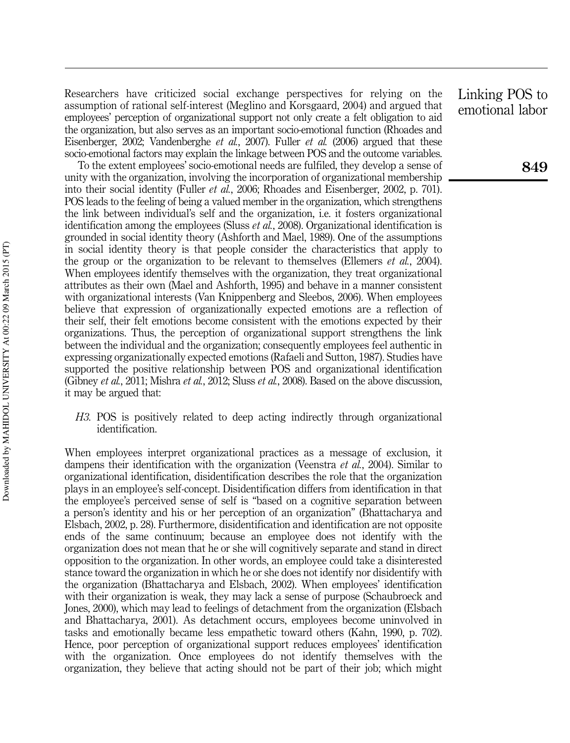Researchers have criticized social exchange perspectives for relying on the assumption of rational self-interest (Meglino and Korsgaard, 2004) and argued that employees' perception of organizational support not only create a felt obligation to aid the organization, but also serves as an important socio-emotional function (Rhoades and Eisenberger, 2002; Vandenberghe *et al.*, 2007). Fuller *et al.* (2006) argued that these socio-emotional factors may explain the linkage between POS and the outcome variables.

To the extent employees' socio-emotional needs are fulfiled, they develop a sense of unity with the organization, involving the incorporation of organizational membership into their social identity (Fuller *et al.*, 2006; Rhoades and Eisenberger, 2002, p. 701). POS leads to the feeling of being a valued member in the organization, which strengthens the link between individual's self and the organization, i.e. it fosters organizational identification among the employees (Sluss *et al.*, 2008). Organizational identification is grounded in social identity theory (Ashforth and Mael, 1989). One of the assumptions in social identity theory is that people consider the characteristics that apply to the group or the organization to be relevant to themselves (Ellemers *et al.*, 2004). When employees identify themselves with the organization, they treat organizational attributes as their own (Mael and Ashforth, 1995) and behave in a manner consistent with organizational interests (Van Knippenberg and Sleebos, 2006). When employees believe that expression of organizationally expected emotions are a reflection of their self, their felt emotions become consistent with the emotions expected by their organizations. Thus, the perception of organizational support strengthens the link between the individual and the organization; consequently employees feel authentic in expressing organizationally expected emotions (Rafaeli and Sutton, 1987). Studies have supported the positive relationship between POS and organizational identification (Gibney *et al.*, 2011; Mishra *et al.*, 2012; Sluss *et al.*, 2008). Based on the above discussion, it may be argued that:

*H3.* POS is positively related to deep acting indirectly through organizational identification.

When employees interpret organizational practices as a message of exclusion, it dampens their identification with the organization (Veenstra *et al.*, 2004). Similar to organizational identification, disidentification describes the role that the organization plays in an employee's self-concept. Disidentification differs from identification in that the employee's perceived sense of self is "based on a cognitive separation between a person's identity and his or her perception of an organization" (Bhattacharya and Elsbach, 2002, p. 28). Furthermore, disidentification and identification are not opposite ends of the same continuum; because an employee does not identify with the organization does not mean that he or she will cognitively separate and stand in direct opposition to the organization. In other words, an employee could take a disinterested stance toward the organization in which he or she does not identify nor disidentify with the organization (Bhattacharya and Elsbach, 2002). When employees' identification with their organization is weak, they may lack a sense of purpose (Schaubroeck and Jones, 2000), which may lead to feelings of detachment from the organization (Elsbach and Bhattacharya, 2001). As detachment occurs, employees become uninvolved in tasks and emotionally became less empathetic toward others (Kahn, 1990, p. 702). Hence, poor perception of organizational support reduces employees' identification with the organization. Once employees do not identify themselves with the organization, they believe that acting should not be part of their job; which might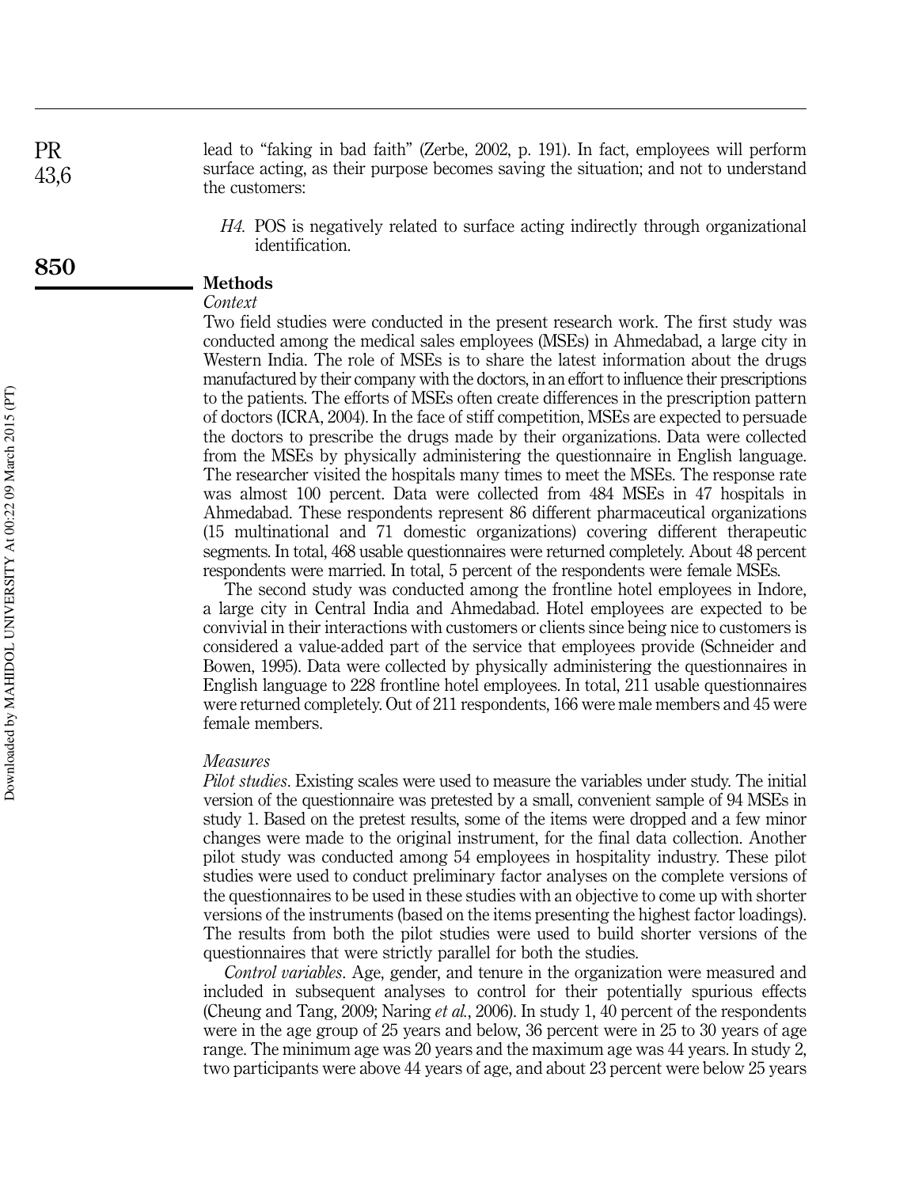lead to "faking in bad faith" (Zerbe, 2002, p. 191). In fact, employees will perform surface acting, as their purpose becomes saving the situation; and not to understand the customers:

> *H4*. POS is negatively related to surface acting indirectly through organizational identification.

## Methods

### *Context*

Two field studies were conducted in the present research work. The first study was conducted among the medical sales employees (MSEs) in Ahmedabad, a large city in Western India. The role of MSEs is to share the latest information about the drugs manufactured by their company with the doctors, in an effort to influence their prescriptions to the patients. The efforts of MSEs often create differences in the prescription pattern of doctors (ICRA, 2004). In the face of stiff competition, MSEs are expected to persuade the doctors to prescribe the drugs made by their organizations. Data were collected from the MSEs by physically administering the questionnaire in English language. The researcher visited the hospitals many times to meet the MSEs. The response rate was almost 100 percent. Data were collected from 484 MSEs in 47 hospitals in Ahmedabad. These respondents represent 86 different pharmaceutical organizations (15 multinational and 71 domestic organizations) covering different therapeutic segments. In total, 468 usable questionnaires were returned completely. About 48 percent respondents were married. In total, 5 percent of the respondents were female MSEs.

The second study was conducted among the frontline hotel employees in Indore, a large city in Central India and Ahmedabad. Hotel employees are expected to be convivial in their interactions with customers or clients since being nice to customers is considered a value-added part of the service that employees provide (Schneider and Bowen, 1995). Data were collected by physically administering the questionnaires in English language to 228 frontline hotel employees. In total, 211 usable questionnaires were returned completely. Out of 211 respondents, 166 were male members and 45 were female members.

### *Measures*

*Pilot studies*. Existing scales were used to measure the variables under study. The initial version of the questionnaire was pretested by a small, convenient sample of 94 MSEs in study 1. Based on the pretest results, some of the items were dropped and a few minor changes were made to the original instrument, for the final data collection. Another pilot study was conducted among 54 employees in hospitality industry. These pilot studies were used to conduct preliminary factor analyses on the complete versions of the questionnaires to be used in these studies with an objective to come up with shorter versions of the instruments (based on the items presenting the highest factor loadings). The results from both the pilot studies were used to build shorter versions of the questionnaires that were strictly parallel for both the studies.

*Control variables*. Age, gender, and tenure in the organization were measured and included in subsequent analyses to control for their potentially spurious effects (Cheung and Tang, 2009; Naring *et al.*, 2006). In study 1, 40 percent of the respondents were in the age group of 25 years and below, 36 percent were in 25 to 30 years of age range. The minimum age was 20 years and the maximum age was 44 years. In study 2, two participants were above 44 years of age, and about 23 percent were below 25 years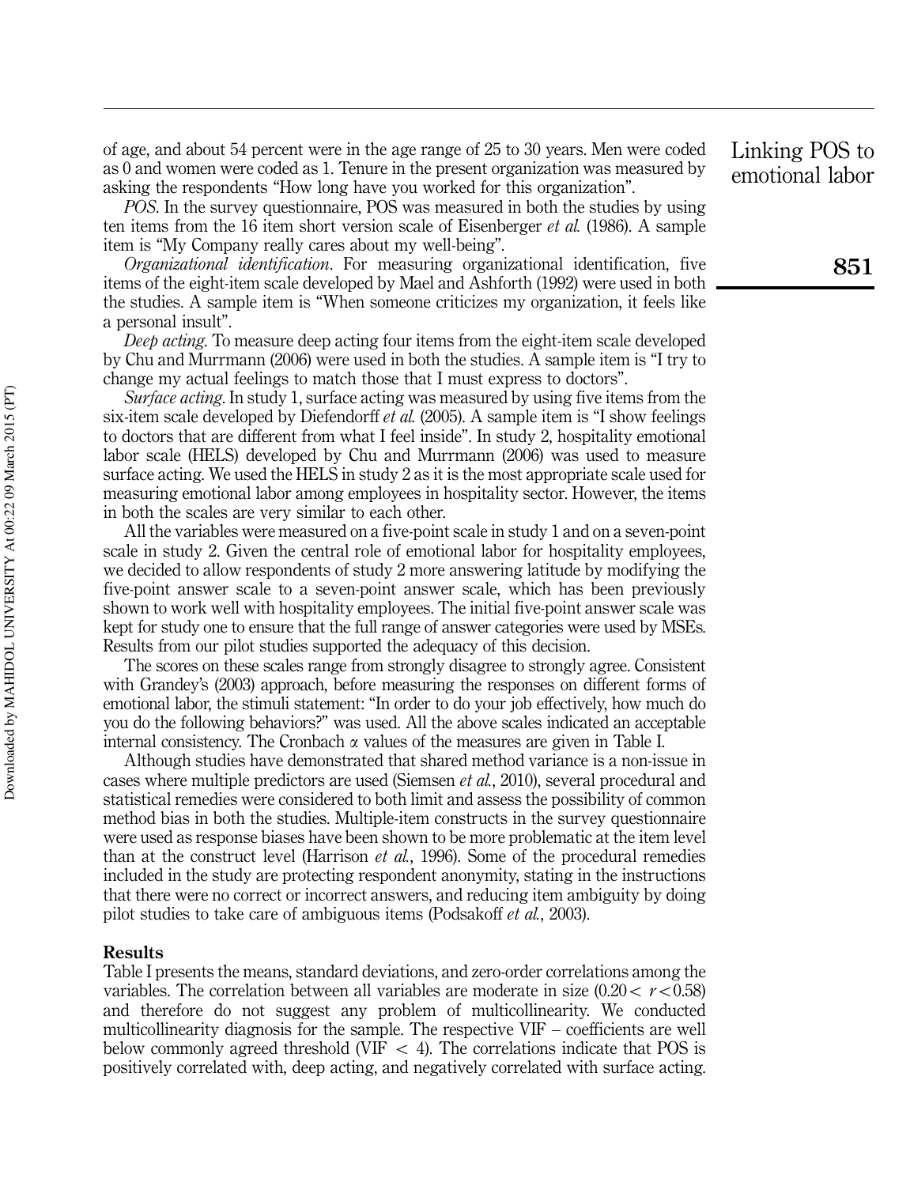of age, and about 54 percent were in the age range of 25 to 30 years. Men were coded as 0 and women were coded as 1. Tenure in the present organization was measured by asking the respondents "How long have you worked for this organization".

*POS*. In the survey questionnaire, POS was measured in both the studies by using ten items from the 16 item short version scale of Eisenberger *et al.* (1986). A sample item is "My Company really cares about my well-being".

*Organizational identification*. For measuring organizational identification, five items of the eight-item scale developed by Mael and Ashforth (1992) were used in both the studies. A sample item is "When someone criticizes my organization, it feels like a personal insult".

*Deep acting*. To measure deep acting four items from the eight-item scale developed by Chu and Murrmann (2006) were used in both the studies. A sample item is "I try to change my actual feelings to match those that I must express to doctors".

*Surface acting*. In study 1, surface acting was measured by using five items from the six-item scale developed by Diefendorff *et al.* (2005). A sample item is "I show feelings to doctors that are different from what I feel inside". In study 2, hospitality emotional labor scale (HELS) developed by Chu and Murrmann (2006) was used to measure surface acting. We used the HELS in study 2 as it is the most appropriate scale used for measuring emotional labor among employees in hospitality sector. However, the items in both the scales are very similar to each other.

All the variables were measured on a five-point scale in study 1 and on a seven-point scale in study 2. Given the central role of emotional labor for hospitality employees, we decided to allow respondents of study 2 more answering latitude by modifying the five-point answer scale to a seven-point answer scale, which has been previously shown to work well with hospitality employees. The initial five-point answer scale was kept for study one to ensure that the full range of answer categories were used by MSEs. Results from our pilot studies supported the adequacy of this decision.

The scores on these scales range from strongly disagree to strongly agree. Consistent with Grandey's (2003) approach, before measuring the responses on different forms of emotional labor, the stimuli statement: "In order to do your job effectively, how much do you do the following behaviors?" was used. All the above scales indicated an acceptable internal consistency. The Cronbach $\alpha$ values of the measures are given in Table I.

Although studies have demonstrated that shared method variance is a non-issue in cases where multiple predictors are used (Siemsen *et al.*, 2010), several procedural and statistical remedies were considered to both limit and assess the possibility of common method bias in both the studies. Multiple-item constructs in the survey questionnaire were used as response biases have been shown to be more problematic at the item level than at the construct level (Harrison *et al.*, 1996). Some of the procedural remedies included in the study are protecting respondent anonymity, stating in the instructions that there were no correct or incorrect answers, and reducing item ambiguity by doing pilot studies to take care of ambiguous items (Podsakoff *et al.*, 2003).

## Results

Table I presents the means, standard deviations, and zero-order correlations among the variables. The correlation between all variables are moderate in size ($0.20 < r < 0.58$) and therefore do not suggest any problem of multicollinearity. We conducted multicollinearity diagnosis for the sample. The respective VIF – coefficients are well below commonly agreed threshold (VIF $< 4$). The correlations indicate that POS is positively correlated with, deep acting, and negatively correlated with surface acting.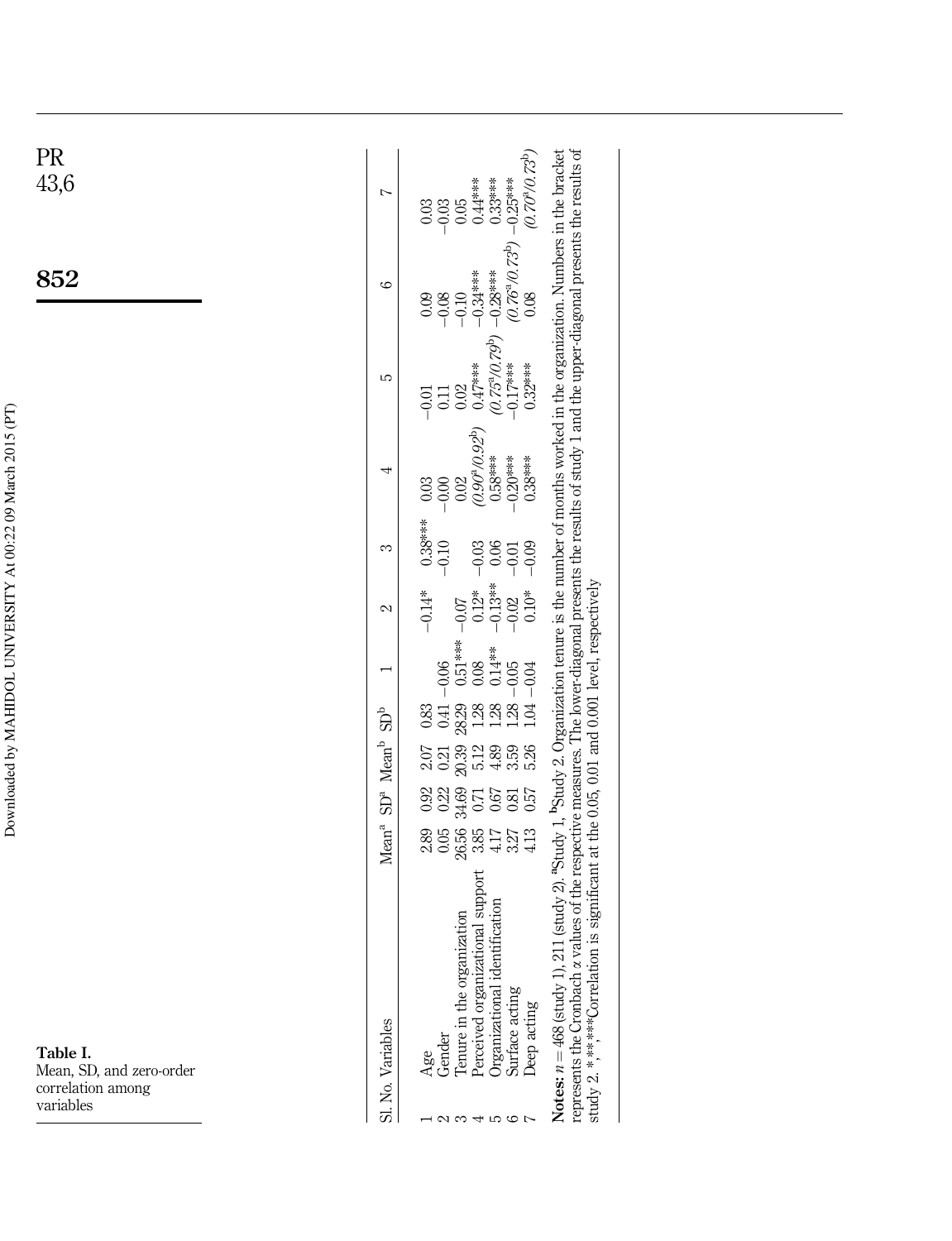**Table I.** Mean, SD, and zero-order correlation among variables

| Sl. No. | Variables | Mean[a] | SD[a] | Mean[b] | SD[b] | 1 | 2 | 3 | 4 | 5 | 6 | 7 |
|---|---|---|---|---|---|---|---|---|---|---|---|---|
| 1 | Age | 2.89 | 0.92 | 2.07 | 0.83 | | −0.14* | 0.38*** | 0.03 | −0.01 | 0.09 | 0.03 |
| 2 | Gender | 0.05 | 0.22 | 0.21 | 0.41 | −0.06 | | −0.10 | −0.00 | 0.11 | −0.08 | −0.03 |
| 3 | Tenure in the organization | 26.56 | 34.69 | 20.39 | 28.29 | 0.51*** | −0.07 | | 0.02 | 0.02 | −0.10 | 0.05 |
| 4 | Perceived organizational support | 3.85 | 0.71 | 5.12 | 1.28 | 0.08 | 0.12* | −0.03 | *(0.90[a]/0.92[b])* | 0.47*** | −0.34*** | 0.44*** |
| 5 | Organizational identification | 4.17 | 0.67 | 4.89 | 1.28 | 0.14** | −0.13** | 0.06 | 0.58*** | *(0.75[a]/0.79[b])* | −0.28*** | 0.33*** |
| 6 | Surface acting | 3.27 | 0.81 | 3.59 | 1.28 | −0.05 | −0.02 | −0.01 | −0.20*** | −0.17*** | *(0.76[a]/0.73[b])* | −0.25*** |
| 7 | Deep acting | 4.13 | 0.57 | 5.26 | 1.04 | −0.04 | 0.10* | −0.09 | 0.38*** | 0.32*** | 0.08 | *(0.70[a]/0.73[b])* |

**Notes:** $n = 468$ (study 1), 211 (study 2). [a]Study 1, [b]Study 2. Organization tenure is the number of months worked in the organization. Numbers in the bracket represents the Cronbach $\alpha$ values of the respective measures. The lower-diagonal presents the results of study 1 and the upper-diagonal presents the results of study 2. \*, \*\*, \*\*\*Correlation is significant at the 0.05, 0.01 and 0.001 level, respectively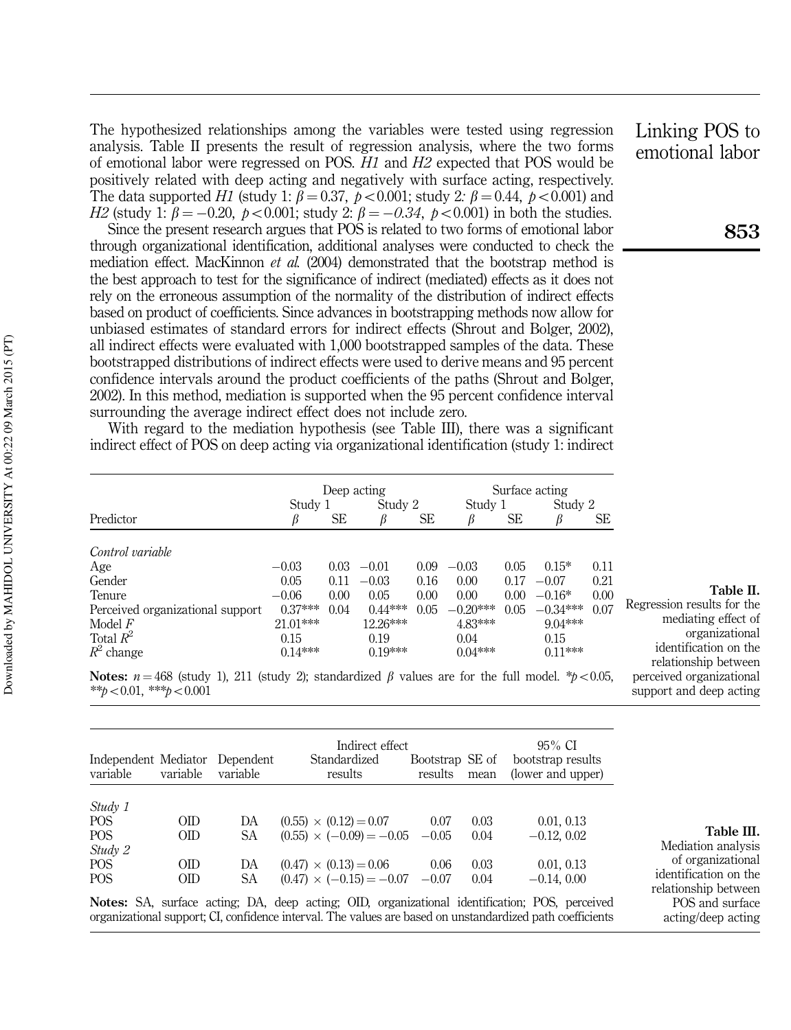The hypothesized relationships among the variables were tested using regression analysis. Table II presents the result of regression analysis, where the two forms of emotional labor were regressed on POS. *H1* and *H2* expected that POS would be positively related with deep acting and negatively with surface acting, respectively. The data supported *H1* (study 1: $\beta = 0.37$, $p < 0.001$; study 2: $\beta = 0.44$, $p < 0.001$) and *H2* (study 1: $\beta = -0.20$, $p < 0.001$; study 2: $\beta = -0.34$, $p < 0.001$) in both the studies.

Since the present research argues that POS is related to two forms of emotional labor through organizational identification, additional analyses were conducted to check the mediation effect. MacKinnon *et al.* (2004) demonstrated that the bootstrap method is the best approach to test for the significance of indirect (mediated) effects as it does not rely on the erroneous assumption of the normality of the distribution of indirect effects based on product of coefficients. Since advances in bootstrapping methods now allow for unbiased estimates of standard errors for indirect effects (Shrout and Bolger, 2002), all indirect effects were evaluated with 1,000 bootstrapped samples of the data. These bootstrapped distributions of indirect effects were used to derive means and 95 percent confidence intervals around the product coefficients of the paths (Shrout and Bolger, 2002). In this method, mediation is supported when the 95 percent confidence interval surrounding the average indirect effect does not include zero.

With regard to the mediation hypothesis (see Table III), there was a significant indirect effect of POS on deep acting via organizational identification (study 1: indirect

**Table II.** Regression results for the mediating effect of organizational identification on the relationship between perceived organizational support and deep acting

| | Deep acting | | | | Surface acting | | | |
|---|---|---|---|---|---|---|---|---|
| | Study 1 | | Study 2 | | Study 1 | | Study 2 | |
| Predictor | $\beta$ | SE | $\beta$ | SE | $\beta$ | SE | $\beta$ | SE |
| *Control variable* | | | | | | | | |
| Age | −0.03 | 0.03 | −0.01 | 0.09 | −0.03 | 0.05 | 0.15* | 0.11 |
| Gender | 0.05 | 0.11 | −0.03 | 0.16 | 0.00 | 0.17 | −0.07 | 0.21 |
| Tenure | −0.06 | 0.00 | 0.05 | 0.00 | 0.00 | 0.00 | −0.16* | 0.00 |
| Perceived organizational support | 0.37*** | 0.04 | 0.44*** | 0.05 | −0.20*** | 0.05 | −0.34*** | 0.07 |
| Model $F$ | 21.01*** | | 12.26*** | | 4.83*** | | 9.04*** | |
| Total $R^2$ | 0.15 | | 0.19 | | 0.04 | | 0.15 | |
| $R^2$ change | 0.14*** | | 0.19*** | | 0.04*** | | 0.11*** | |

**Notes:** $n = 468$ (study 1), 211 (study 2); standardized $\beta$ values are for the full model. *$p < 0.05$, **$p < 0.01$, ***$p < 0.001$

**Table III.** Mediation analysis of organizational identification on the relationship between POS and surface acting/deep acting

| Independent variable | Mediator variable | Dependent variable | Indirect effect Standardized results | Bootstrap results | SE of mean | 95% CI bootstrap results (lower and upper) |
|---|---|---|---|---|---|---|
| *Study 1* | | | | | | |
| POS | OID | DA | $(0.55) \times (0.12) = 0.07$ | 0.07 | 0.03 | 0.01, 0.13 |
| POS | OID | SA | $(0.55) \times (-0.09) = -0.05$ | −0.05 | 0.04 | −0.12, 0.02 |
| *Study 2* | | | | | | |
| POS | OID | DA | $(0.47) \times (0.13) = 0.06$ | 0.06 | 0.03 | 0.01, 0.13 |
| POS | OID | SA | $(0.47) \times (-0.15) = -0.07$ | −0.07 | 0.04 | −0.14, 0.00 |

**Notes:** SA, surface acting; DA, deep acting; OID, organizational identification; POS, perceived organizational support; CI, confidence interval. The values are based on unstandardized path coefficients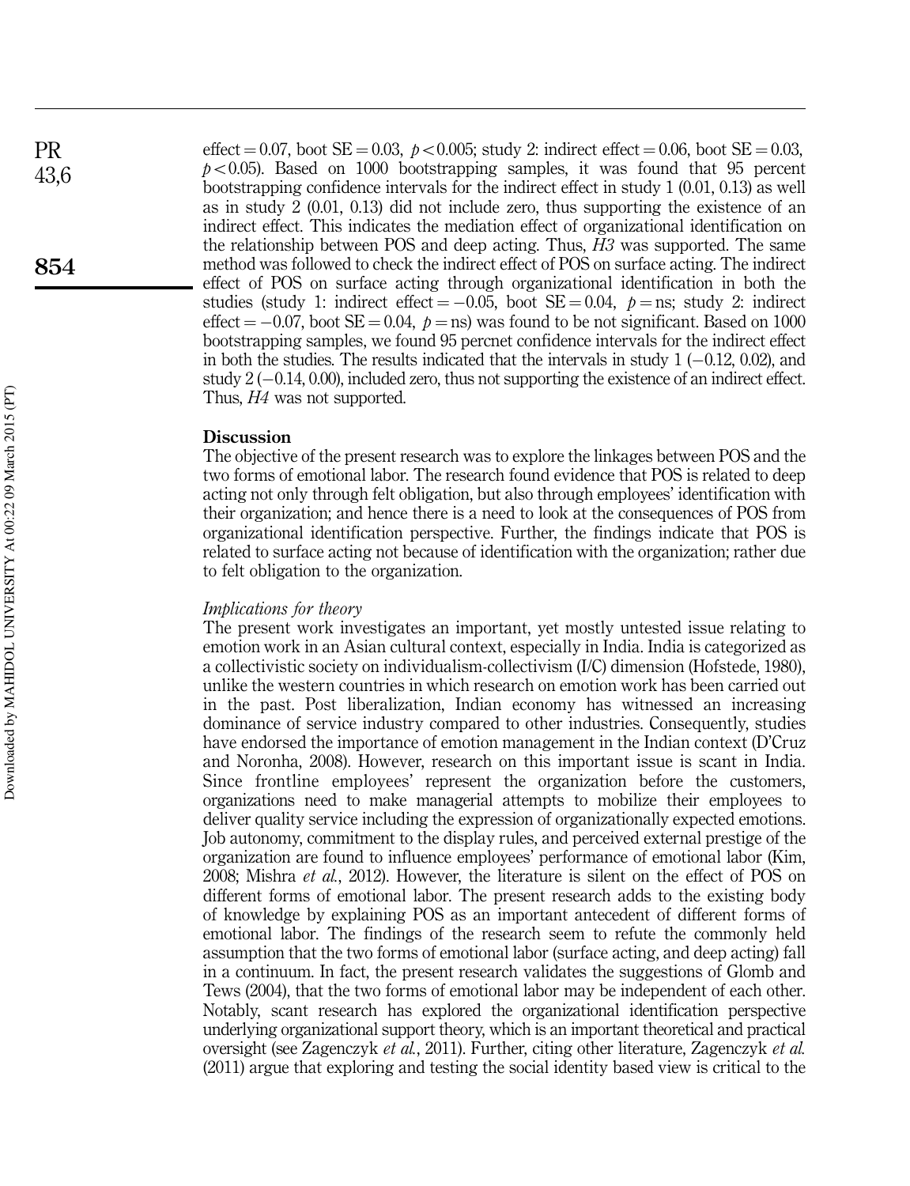effect = 0.07, boot SE = 0.03, $p < 0.005$; study 2: indirect effect = 0.06, boot SE = 0.03, $p < 0.05$). Based on 1000 bootstrapping samples, it was found that 95 percent bootstrapping confidence intervals for the indirect effect in study 1 (0.01, 0.13) as well as in study 2 (0.01, 0.13) did not include zero, thus supporting the existence of an indirect effect. This indicates the mediation effect of organizational identification on the relationship between POS and deep acting. Thus, *H3* was supported. The same method was followed to check the indirect effect of POS on surface acting. The indirect effect of POS on surface acting through organizational identification in both the studies (study 1: indirect effect = −0.05, boot SE = 0.04, $p$ = ns; study 2: indirect effect = −0.07, boot SE = 0.04, $p$ = ns) was found to be not significant. Based on 1000 bootstrapping samples, we found 95 percnet confidence intervals for the indirect effect in both the studies. The results indicated that the intervals in study 1 (−0.12, 0.02), and study 2 (−0.14, 0.00), included zero, thus not supporting the existence of an indirect effect. Thus, *H4* was not supported.

## Discussion

The objective of the present research was to explore the linkages between POS and the two forms of emotional labor. The research found evidence that POS is related to deep acting not only through felt obligation, but also through employees' identification with their organization; and hence there is a need to look at the consequences of POS from organizational identification perspective. Further, the findings indicate that POS is related to surface acting not because of identification with the organization; rather due to felt obligation to the organization.

### *Implications for theory*

The present work investigates an important, yet mostly untested issue relating to emotion work in an Asian cultural context, especially in India. India is categorized as a collectivistic society on individualism-collectivism (I/C) dimension (Hofstede, 1980), unlike the western countries in which research on emotion work has been carried out in the past. Post liberalization, Indian economy has witnessed an increasing dominance of service industry compared to other industries. Consequently, studies have endorsed the importance of emotion management in the Indian context (D'Cruz and Noronha, 2008). However, research on this important issue is scant in India. Since frontline employees' represent the organization before the customers, organizations need to make managerial attempts to mobilize their employees to deliver quality service including the expression of organizationally expected emotions. Job autonomy, commitment to the display rules, and perceived external prestige of the organization are found to influence employees' performance of emotional labor (Kim, 2008; Mishra *et al.*, 2012). However, the literature is silent on the effect of POS on different forms of emotional labor. The present research adds to the existing body of knowledge by explaining POS as an important antecedent of different forms of emotional labor. The findings of the research seem to refute the commonly held assumption that the two forms of emotional labor (surface acting, and deep acting) fall in a continuum. In fact, the present research validates the suggestions of Glomb and Tews (2004), that the two forms of emotional labor may be independent of each other. Notably, scant research has explored the organizational identification perspective underlying organizational support theory, which is an important theoretical and practical oversight (see Zagenczyk *et al.*, 2011). Further, citing other literature, Zagenczyk *et al.* (2011) argue that exploring and testing the social identity based view is critical to the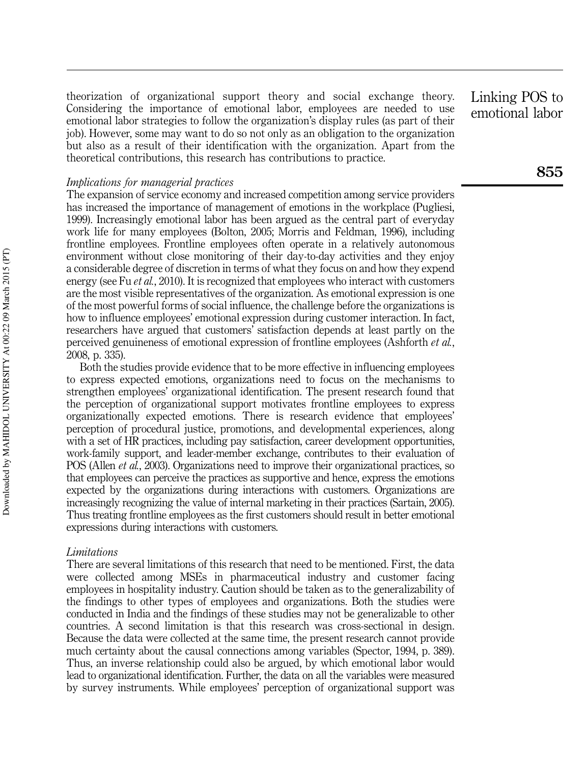theorization of organizational support theory and social exchange theory. Considering the importance of emotional labor, employees are needed to use emotional labor strategies to follow the organization's display rules (as part of their job). However, some may want to do so not only as an obligation to the organization but also as a result of their identification with the organization. Apart from the theoretical contributions, this research has contributions to practice.

*Implications for managerial practices*

The expansion of service economy and increased competition among service providers has increased the importance of management of emotions in the workplace (Pugliesi, 1999). Increasingly emotional labor has been argued as the central part of everyday work life for many employees (Bolton, 2005; Morris and Feldman, 1996), including frontline employees. Frontline employees often operate in a relatively autonomous environment without close monitoring of their day-to-day activities and they enjoy a considerable degree of discretion in terms of what they focus on and how they expend energy (see Fu *et al.*, 2010). It is recognized that employees who interact with customers are the most visible representatives of the organization. As emotional expression is one of the most powerful forms of social influence, the challenge before the organizations is how to influence employees' emotional expression during customer interaction. In fact, researchers have argued that customers' satisfaction depends at least partly on the perceived genuineness of emotional expression of frontline employees (Ashforth *et al.*, 2008, p. 335).

Both the studies provide evidence that to be more effective in influencing employees to express expected emotions, organizations need to focus on the mechanisms to strengthen employees' organizational identification. The present research found that the perception of organizational support motivates frontline employees to express organizationally expected emotions. There is research evidence that employees' perception of procedural justice, promotions, and developmental experiences, along with a set of HR practices, including pay satisfaction, career development opportunities, work-family support, and leader-member exchange, contributes to their evaluation of POS (Allen *et al.*, 2003). Organizations need to improve their organizational practices, so that employees can perceive the practices as supportive and hence, express the emotions expected by the organizations during interactions with customers. Organizations are increasingly recognizing the value of internal marketing in their practices (Sartain, 2005). Thus treating frontline employees as the first customers should result in better emotional expressions during interactions with customers.

*Limitations*

There are several limitations of this research that need to be mentioned. First, the data were collected among MSEs in pharmaceutical industry and customer facing employees in hospitality industry. Caution should be taken as to the generalizability of the findings to other types of employees and organizations. Both the studies were conducted in India and the findings of these studies may not be generalizable to other countries. A second limitation is that this research was cross-sectional in design. Because the data were collected at the same time, the present research cannot provide much certainty about the causal connections among variables (Spector, 1994, p. 389). Thus, an inverse relationship could also be argued, by which emotional labor would lead to organizational identification. Further, the data on all the variables were measured by survey instruments. While employees' perception of organizational support was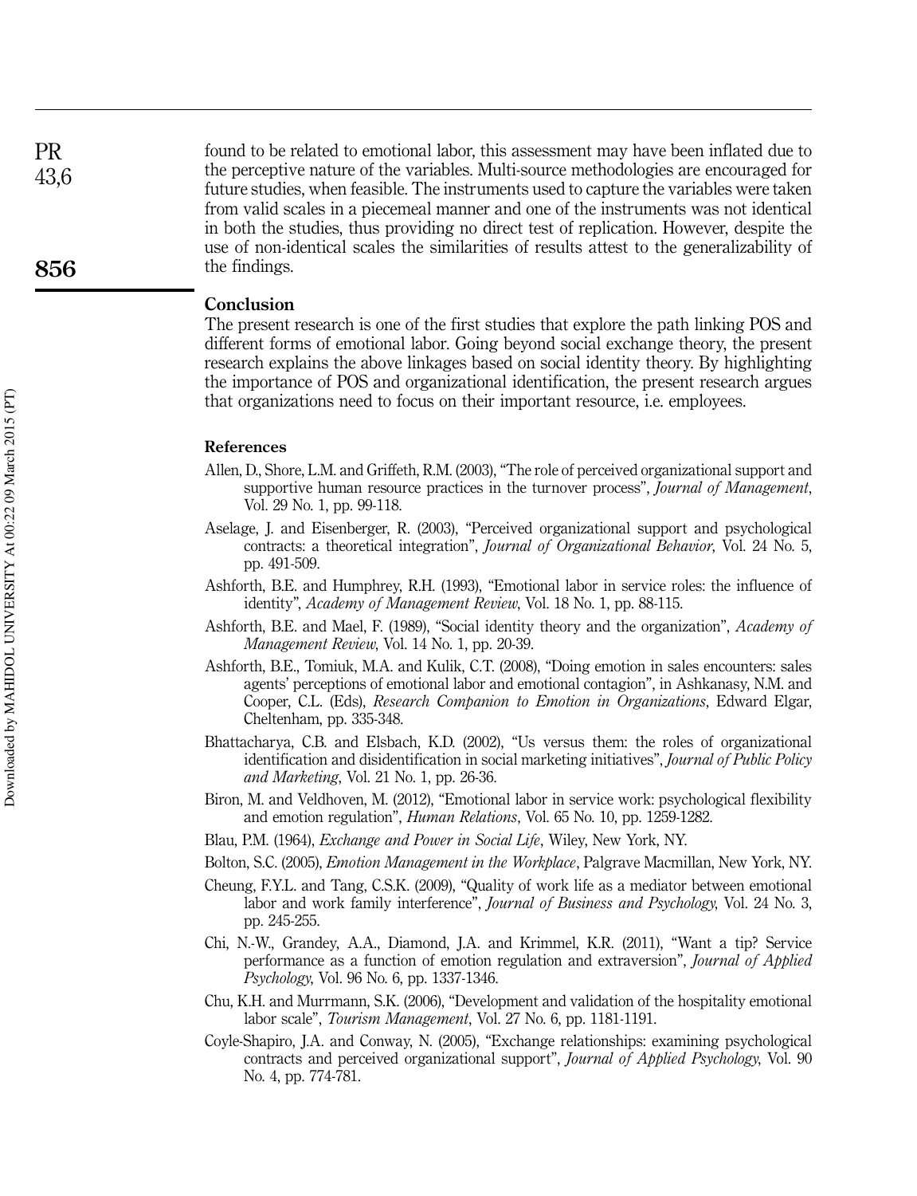found to be related to emotional labor, this assessment may have been inflated due to the perceptive nature of the variables. Multi-source methodologies are encouraged for future studies, when feasible. The instruments used to capture the variables were taken from valid scales in a piecemeal manner and one of the instruments was not identical in both the studies, thus providing no direct test of replication. However, despite the use of non-identical scales the similarities of results attest to the generalizability of the findings.

## Conclusion

The present research is one of the first studies that explore the path linking POS and different forms of emotional labor. Going beyond social exchange theory, the present research explains the above linkages based on social identity theory. By highlighting the importance of POS and organizational identification, the present research argues that organizations need to focus on their important resource, i.e. employees.

## References

Allen, D., Shore, L.M. and Griffeth, R.M. (2003), "The role of perceived organizational support and supportive human resource practices in the turnover process", *Journal of Management*, Vol. 29 No. 1, pp. 99-118.

Aselage, J. and Eisenberger, R. (2003), "Perceived organizational support and psychological contracts: a theoretical integration", *Journal of Organizational Behavior*, Vol. 24 No. 5, pp. 491-509.

Ashforth, B.E. and Humphrey, R.H. (1993), "Emotional labor in service roles: the influence of identity", *Academy of Management Review*, Vol. 18 No. 1, pp. 88-115.

Ashforth, B.E. and Mael, F. (1989), "Social identity theory and the organization", *Academy of Management Review*, Vol. 14 No. 1, pp. 20-39.

Ashforth, B.E., Tomiuk, M.A. and Kulik, C.T. (2008), "Doing emotion in sales encounters: sales agents' perceptions of emotional labor and emotional contagion", in Ashkanasy, N.M. and Cooper, C.L. (Eds), *Research Companion to Emotion in Organizations*, Edward Elgar, Cheltenham, pp. 335-348.

Bhattacharya, C.B. and Elsbach, K.D. (2002), "Us versus them: the roles of organizational identification and disidentification in social marketing initiatives", *Journal of Public Policy and Marketing*, Vol. 21 No. 1, pp. 26-36.

Biron, M. and Veldhoven, M. (2012), "Emotional labor in service work: psychological flexibility and emotion regulation", *Human Relations*, Vol. 65 No. 10, pp. 1259-1282.

Blau, P.M. (1964), *Exchange and Power in Social Life*, Wiley, New York, NY.

Bolton, S.C. (2005), *Emotion Management in the Workplace*, Palgrave Macmillan, New York, NY.

Cheung, F.Y.L. and Tang, C.S.K. (2009), "Quality of work life as a mediator between emotional labor and work family interference", *Journal of Business and Psychology*, Vol. 24 No. 3, pp. 245-255.

Chi, N.-W., Grandey, A.A., Diamond, J.A. and Krimmel, K.R. (2011), "Want a tip? Service performance as a function of emotion regulation and extraversion", *Journal of Applied Psychology*, Vol. 96 No. 6, pp. 1337-1346.

Chu, K.H. and Murrmann, S.K. (2006), "Development and validation of the hospitality emotional labor scale", *Tourism Management*, Vol. 27 No. 6, pp. 1181-1191.

Coyle-Shapiro, J.A. and Conway, N. (2005), "Exchange relationships: examining psychological contracts and perceived organizational support", *Journal of Applied Psychology*, Vol. 90 No. 4, pp. 774-781.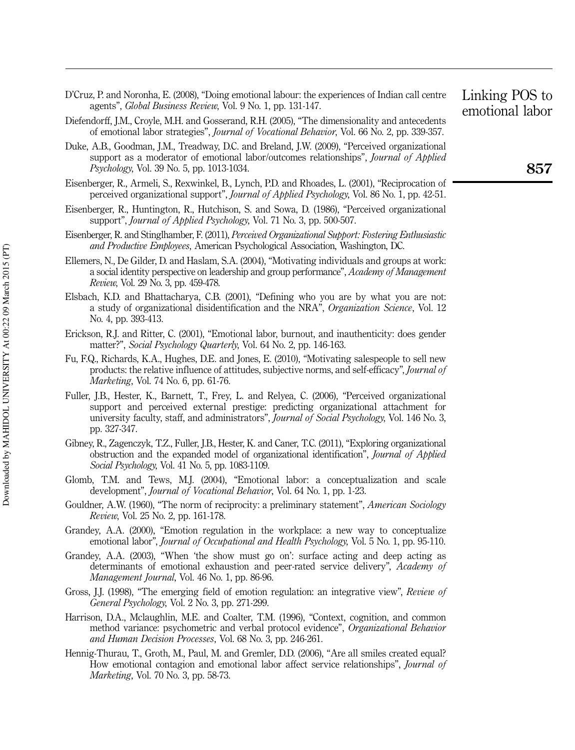D'Cruz, P. and Noronha, E. (2008), "Doing emotional labour: the experiences of Indian call centre agents", *Global Business Review*, Vol. 9 No. 1, pp. 131-147.

Diefendorff, J.M., Croyle, M.H. and Gosserand, R.H. (2005), "The dimensionality and antecedents of emotional labor strategies", *Journal of Vocational Behavior*, Vol. 66 No. 2, pp. 339-357.

Duke, A.B., Goodman, J.M., Treadway, D.C. and Breland, J.W. (2009), "Perceived organizational support as a moderator of emotional labor/outcomes relationships", *Journal of Applied Psychology*, Vol. 39 No. 5, pp. 1013-1034.

Eisenberger, R., Armeli, S., Rexwinkel, B., Lynch, P.D. and Rhoades, L. (2001), "Reciprocation of perceived organizational support", *Journal of Applied Psychology*, Vol. 86 No. 1, pp. 42-51.

Eisenberger, R., Huntington, R., Hutchison, S. and Sowa, D. (1986), "Perceived organizational support", *Journal of Applied Psychology*, Vol. 71 No. 3, pp. 500-507.

Eisenberger, R. and Stinglhamber, F. (2011), *Perceived Organizational Support: Fostering Enthusiastic and Productive Employees*, American Psychological Association, Washington, DC.

Ellemers, N., De Gilder, D. and Haslam, S.A. (2004), "Motivating individuals and groups at work: a social identity perspective on leadership and group performance", *Academy of Management Review*, Vol. 29 No. 3, pp. 459-478.

Elsbach, K.D. and Bhattacharya, C.B. (2001), "Defining who you are by what you are not: a study of organizational disidentification and the NRA", *Organization Science*, Vol. 12 No. 4, pp. 393-413.

Erickson, R.J. and Ritter, C. (2001), "Emotional labor, burnout, and inauthenticity: does gender matter?", *Social Psychology Quarterly*, Vol. 64 No. 2, pp. 146-163.

Fu, F.Q., Richards, K.A., Hughes, D.E. and Jones, E. (2010), "Motivating salespeople to sell new products: the relative influence of attitudes, subjective norms, and self-efficacy", *Journal of Marketing*, Vol. 74 No. 6, pp. 61-76.

Fuller, J.B., Hester, K., Barnett, T., Frey, L. and Relyea, C. (2006), "Perceived organizational support and perceived external prestige: predicting organizational attachment for university faculty, staff, and administrators", *Journal of Social Psychology*, Vol. 146 No. 3, pp. 327-347.

Gibney, R., Zagenczyk, T.Z., Fuller, J.B., Hester, K. and Caner, T.C. (2011), "Exploring organizational obstruction and the expanded model of organizational identification", *Journal of Applied Social Psychology*, Vol. 41 No. 5, pp. 1083-1109.

Glomb, T.M. and Tews, M.J. (2004), "Emotional labor: a conceptualization and scale development", *Journal of Vocational Behavior*, Vol. 64 No. 1, pp. 1-23.

Gouldner, A.W. (1960), "The norm of reciprocity: a preliminary statement", *American Sociology Review*, Vol. 25 No. 2, pp. 161-178.

Grandey, A.A. (2000), "Emotion regulation in the workplace: a new way to conceptualize emotional labor", *Journal of Occupational and Health Psychology*, Vol. 5 No. 1, pp. 95-110.

Grandey, A.A. (2003), "When 'the show must go on': surface acting and deep acting as determinants of emotional exhaustion and peer-rated service delivery", *Academy of Management Journal*, Vol. 46 No. 1, pp. 86-96.

Gross, J.J. (1998), "The emerging field of emotion regulation: an integrative view", *Review of General Psychology*, Vol. 2 No. 3, pp. 271-299.

Harrison, D.A., Mclaughlin, M.E. and Coalter, T.M. (1996), "Context, cognition, and common method variance: psychometric and verbal protocol evidence", *Organizational Behavior and Human Decision Processes*, Vol. 68 No. 3, pp. 246-261.

Hennig-Thurau, T., Groth, M., Paul, M. and Gremler, D.D. (2006), "Are all smiles created equal? How emotional contagion and emotional labor affect service relationships", *Journal of Marketing*, Vol. 70 No. 3, pp. 58-73.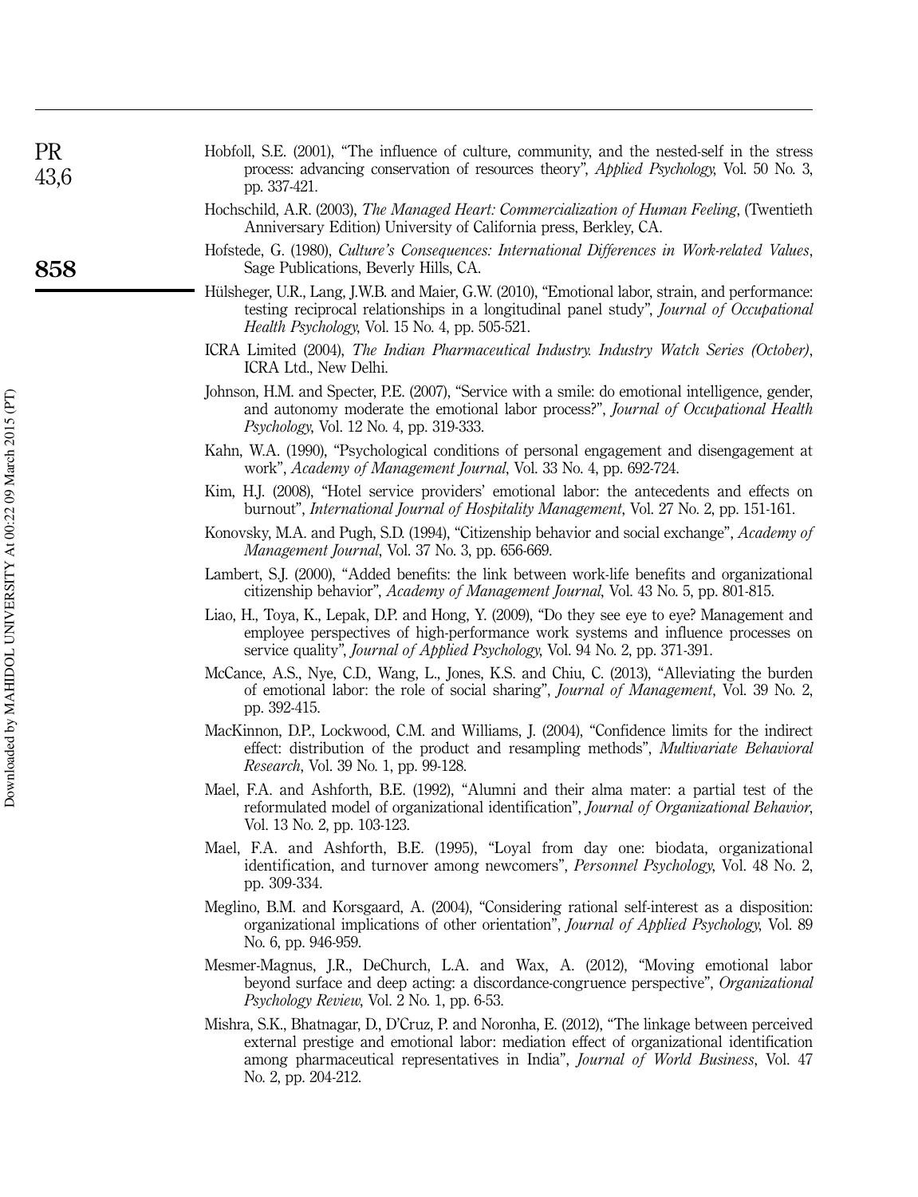Hobfoll, S.E. (2001), "The influence of culture, community, and the nested-self in the stress process: advancing conservation of resources theory", *Applied Psychology*, Vol. 50 No. 3, pp. 337-421.

Hochschild, A.R. (2003), *The Managed Heart: Commercialization of Human Feeling*, (Twentieth Anniversary Edition) University of California press, Berkley, CA.

Hofstede, G. (1980), *Culture's Consequences: International Differences in Work-related Values*, Sage Publications, Beverly Hills, CA.

Hülsheger, U.R., Lang, J.W.B. and Maier, G.W. (2010), "Emotional labor, strain, and performance: testing reciprocal relationships in a longitudinal panel study", *Journal of Occupational Health Psychology*, Vol. 15 No. 4, pp. 505-521.

ICRA Limited (2004), *The Indian Pharmaceutical Industry. Industry Watch Series (October)*, ICRA Ltd., New Delhi.

Johnson, H.M. and Specter, P.E. (2007), "Service with a smile: do emotional intelligence, gender, and autonomy moderate the emotional labor process?", *Journal of Occupational Health Psychology*, Vol. 12 No. 4, pp. 319-333.

Kahn, W.A. (1990), "Psychological conditions of personal engagement and disengagement at work", *Academy of Management Journal*, Vol. 33 No. 4, pp. 692-724.

Kim, H.J. (2008), "Hotel service providers' emotional labor: the antecedents and effects on burnout", *International Journal of Hospitality Management*, Vol. 27 No. 2, pp. 151-161.

Konovsky, M.A. and Pugh, S.D. (1994), "Citizenship behavior and social exchange", *Academy of Management Journal*, Vol. 37 No. 3, pp. 656-669.

Lambert, S.J. (2000), "Added benefits: the link between work-life benefits and organizational citizenship behavior", *Academy of Management Journal*, Vol. 43 No. 5, pp. 801-815.

Liao, H., Toya, K., Lepak, D.P. and Hong, Y. (2009), "Do they see eye to eye? Management and employee perspectives of high-performance work systems and influence processes on service quality", *Journal of Applied Psychology*, Vol. 94 No. 2, pp. 371-391.

McCance, A.S., Nye, C.D., Wang, L., Jones, K.S. and Chiu, C. (2013), "Alleviating the burden of emotional labor: the role of social sharing", *Journal of Management*, Vol. 39 No. 2, pp. 392-415.

MacKinnon, D.P., Lockwood, C.M. and Williams, J. (2004), "Confidence limits for the indirect effect: distribution of the product and resampling methods", *Multivariate Behavioral Research*, Vol. 39 No. 1, pp. 99-128.

Mael, F.A. and Ashforth, B.E. (1992), "Alumni and their alma mater: a partial test of the reformulated model of organizational identification", *Journal of Organizational Behavior*, Vol. 13 No. 2, pp. 103-123.

Mael, F.A. and Ashforth, B.E. (1995), "Loyal from day one: biodata, organizational identification, and turnover among newcomers", *Personnel Psychology*, Vol. 48 No. 2, pp. 309-334.

Meglino, B.M. and Korsgaard, A. (2004), "Considering rational self-interest as a disposition: organizational implications of other orientation", *Journal of Applied Psychology*, Vol. 89 No. 6, pp. 946-959.

Mesmer-Magnus, J.R., DeChurch, L.A. and Wax, A. (2012), "Moving emotional labor beyond surface and deep acting: a discordance-congruence perspective", *Organizational Psychology Review*, Vol. 2 No. 1, pp. 6-53.

Mishra, S.K., Bhatnagar, D., D'Cruz, P. and Noronha, E. (2012), "The linkage between perceived external prestige and emotional labor: mediation effect of organizational identification among pharmaceutical representatives in India", *Journal of World Business*, Vol. 47 No. 2, pp. 204-212.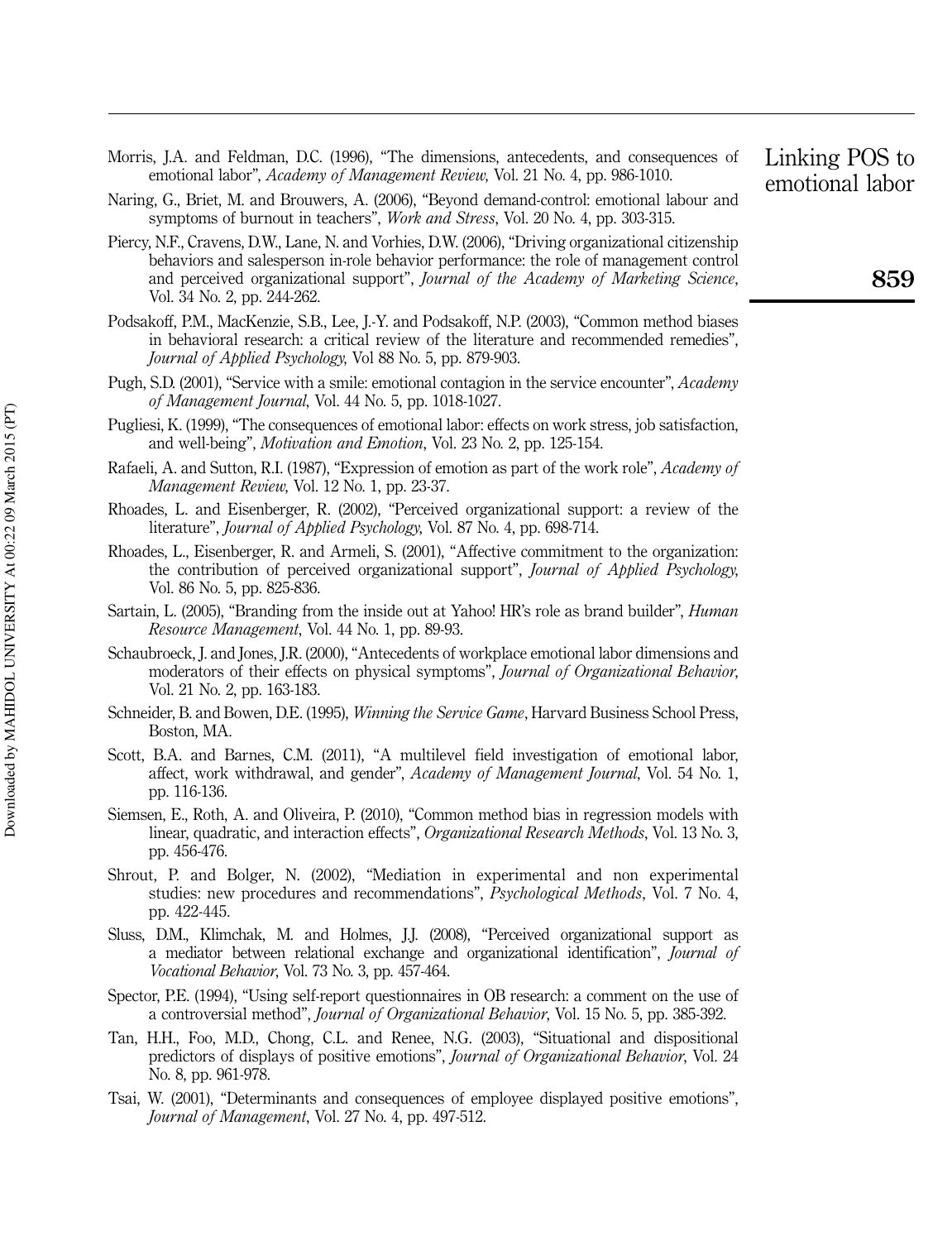Morris, J.A. and Feldman, D.C. (1996), "The dimensions, antecedents, and consequences of emotional labor", *Academy of Management Review*, Vol. 21 No. 4, pp. 986-1010.

Naring, G., Briet, M. and Brouwers, A. (2006), "Beyond demand-control: emotional labour and symptoms of burnout in teachers", *Work and Stress*, Vol. 20 No. 4, pp. 303-315.

Piercy, N.F., Cravens, D.W., Lane, N. and Vorhies, D.W. (2006), "Driving organizational citizenship behaviors and salesperson in-role behavior performance: the role of management control and perceived organizational support", *Journal of the Academy of Marketing Science*, Vol. 34 No. 2, pp. 244-262.

Podsakoff, P.M., MacKenzie, S.B., Lee, J.-Y. and Podsakoff, N.P. (2003), "Common method biases in behavioral research: a critical review of the literature and recommended remedies", *Journal of Applied Psychology*, Vol 88 No. 5, pp. 879-903.

Pugh, S.D. (2001), "Service with a smile: emotional contagion in the service encounter", *Academy of Management Journal*, Vol. 44 No. 5, pp. 1018-1027.

Pugliesi, K. (1999), "The consequences of emotional labor: effects on work stress, job satisfaction, and well-being", *Motivation and Emotion*, Vol. 23 No. 2, pp. 125-154.

Rafaeli, A. and Sutton, R.I. (1987), "Expression of emotion as part of the work role", *Academy of Management Review*, Vol. 12 No. 1, pp. 23-37.

Rhoades, L. and Eisenberger, R. (2002), "Perceived organizational support: a review of the literature", *Journal of Applied Psychology*, Vol. 87 No. 4, pp. 698-714.

Rhoades, L., Eisenberger, R. and Armeli, S. (2001), "Affective commitment to the organization: the contribution of perceived organizational support", *Journal of Applied Psychology*, Vol. 86 No. 5, pp. 825-836.

Sartain, L. (2005), "Branding from the inside out at Yahoo! HR's role as brand builder", *Human Resource Management*, Vol. 44 No. 1, pp. 89-93.

Schaubroeck, J. and Jones, J.R. (2000), "Antecedents of workplace emotional labor dimensions and moderators of their effects on physical symptoms", *Journal of Organizational Behavior*, Vol. 21 No. 2, pp. 163-183.

Schneider, B. and Bowen, D.E. (1995), *Winning the Service Game*, Harvard Business School Press, Boston, MA.

Scott, B.A. and Barnes, C.M. (2011), "A multilevel field investigation of emotional labor, affect, work withdrawal, and gender", *Academy of Management Journal*, Vol. 54 No. 1, pp. 116-136.

Siemsen, E., Roth, A. and Oliveira, P. (2010), "Common method bias in regression models with linear, quadratic, and interaction effects", *Organizational Research Methods*, Vol. 13 No. 3, pp. 456-476.

Shrout, P. and Bolger, N. (2002), "Mediation in experimental and non experimental studies: new procedures and recommendations", *Psychological Methods*, Vol. 7 No. 4, pp. 422-445.

Sluss, D.M., Klimchak, M. and Holmes, J.J. (2008), "Perceived organizational support as a mediator between relational exchange and organizational identification", *Journal of Vocational Behavior*, Vol. 73 No. 3, pp. 457-464.

Spector, P.E. (1994), "Using self-report questionnaires in OB research: a comment on the use of a controversial method", *Journal of Organizational Behavior*, Vol. 15 No. 5, pp. 385-392.

Tan, H.H., Foo, M.D., Chong, C.L. and Renee, N.G. (2003), "Situational and dispositional predictors of displays of positive emotions", *Journal of Organizational Behavior*, Vol. 24 No. 8, pp. 961-978.

Tsai, W. (2001), "Determinants and consequences of employee displayed positive emotions", *Journal of Management*, Vol. 27 No. 4, pp. 497-512.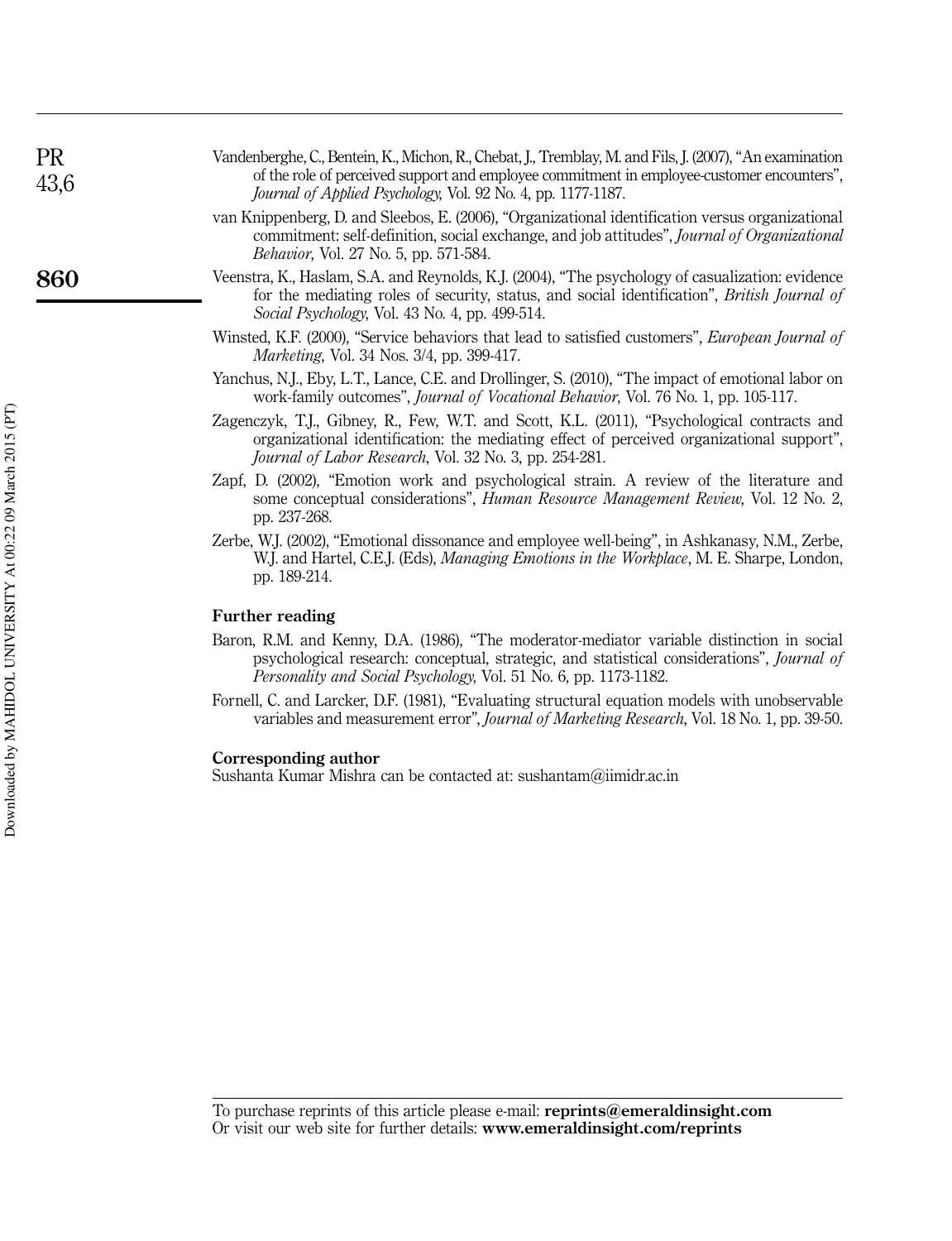Vandenberghe, C., Bentein, K., Michon, R., Chebat, J., Tremblay, M. and Fils, J. (2007), "An examination of the role of perceived support and employee commitment in employee-customer encounters", *Journal of Applied Psychology*, Vol. 92 No. 4, pp. 1177-1187.

van Knippenberg, D. and Sleebos, E. (2006), "Organizational identification versus organizational commitment: self-definition, social exchange, and job attitudes", *Journal of Organizational Behavior*, Vol. 27 No. 5, pp. 571-584.

Veenstra, K., Haslam, S.A. and Reynolds, K.J. (2004), "The psychology of casualization: evidence for the mediating roles of security, status, and social identification", *British Journal of Social Psychology*, Vol. 43 No. 4, pp. 499-514.

Winsted, K.F. (2000), "Service behaviors that lead to satisfied customers", *European Journal of Marketing*, Vol. 34 Nos. 3/4, pp. 399-417.

Yanchus, N.J., Eby, L.T., Lance, C.E. and Drollinger, S. (2010), "The impact of emotional labor on work-family outcomes", *Journal of Vocational Behavior*, Vol. 76 No. 1, pp. 105-117.

Zagenczyk, T.J., Gibney, R., Few, W.T. and Scott, K.L. (2011), "Psychological contracts and organizational identification: the mediating effect of perceived organizational support", *Journal of Labor Research*, Vol. 32 No. 3, pp. 254-281.

Zapf, D. (2002), "Emotion work and psychological strain. A review of the literature and some conceptual considerations", *Human Resource Management Review*, Vol. 12 No. 2, pp. 237-268.

Zerbe, W.J. (2002), "Emotional dissonance and employee well-being", in Ashkanasy, N.M., Zerbe, W.J. and Hartel, C.E.J. (Eds), *Managing Emotions in the Workplace*, M. E. Sharpe, London, pp. 189-214.

## Further reading

Baron, R.M. and Kenny, D.A. (1986), "The moderator-mediator variable distinction in social psychological research: conceptual, strategic, and statistical considerations", *Journal of Personality and Social Psychology*, Vol. 51 No. 6, pp. 1173-1182.

Fornell, C. and Larcker, D.F. (1981), "Evaluating structural equation models with unobservable variables and measurement error", *Journal of Marketing Research*, Vol. 18 No. 1, pp. 39-50.

## Corresponding author

Sushanta Kumar Mishra can be contacted at: sushantam@iimidr.ac.in

To purchase reprints of this article please e-mail: **reprints@emeraldinsight.com**
Or visit our web site for further details: **www.emeraldinsight.com/reprints**